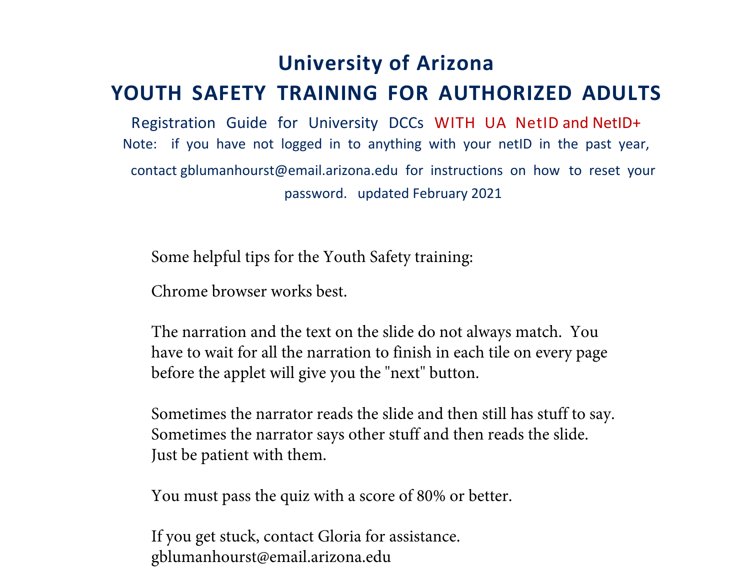# University of Arizona

## YOUTH SAFETY TRAINING FOR AUTHORIZED ADULTS

Registration Guide for University DCCs WITH UA NetID and NetID+

Note: if you have not logged in to anything with your netID in the past year, contact gblumanhourst@email.arizona.edu for instructions on how to reset your password. updated February 2021

Some helpful tips for the Youth Safety training:

Chrome browser works best.

The narration and the text on the slide do not always match. You have to wait for all the narration to finish in each tile on every page before the applet will give you the "next" button.

Sometimes the narrator reads the slide and then still has stuff to say. Sometimes the narrator says other stuff and then reads the slide. Just be patient with them.

You must pass the quiz with a score of 80% or better.

If you get stuck, contact Gloria for assistance.
gblumanhourst@email.arizona.edu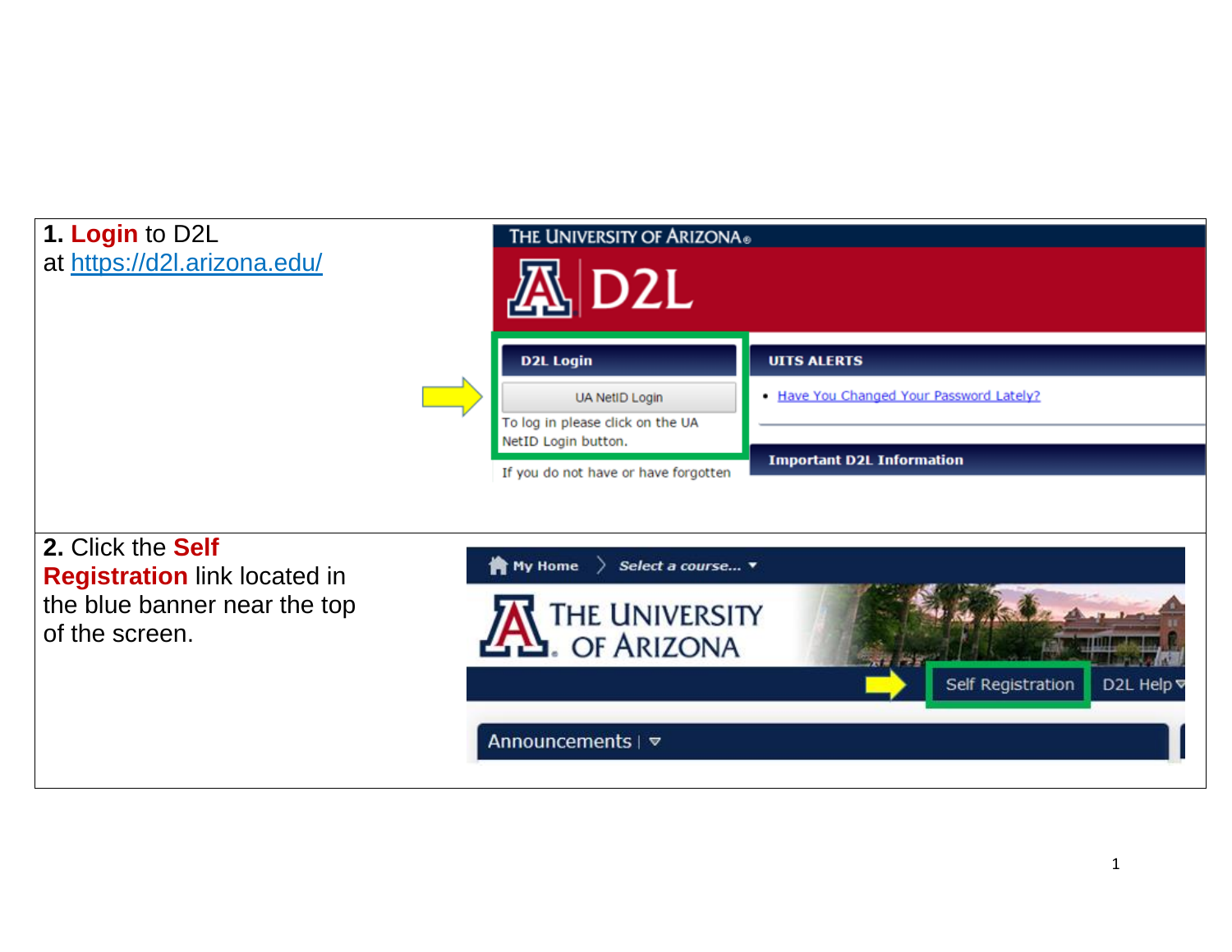**1. Login** to D2L
at https://d2l.arizona.edu/

**2.** Click the **Self Registration** link located in the blue banner near the top of the screen.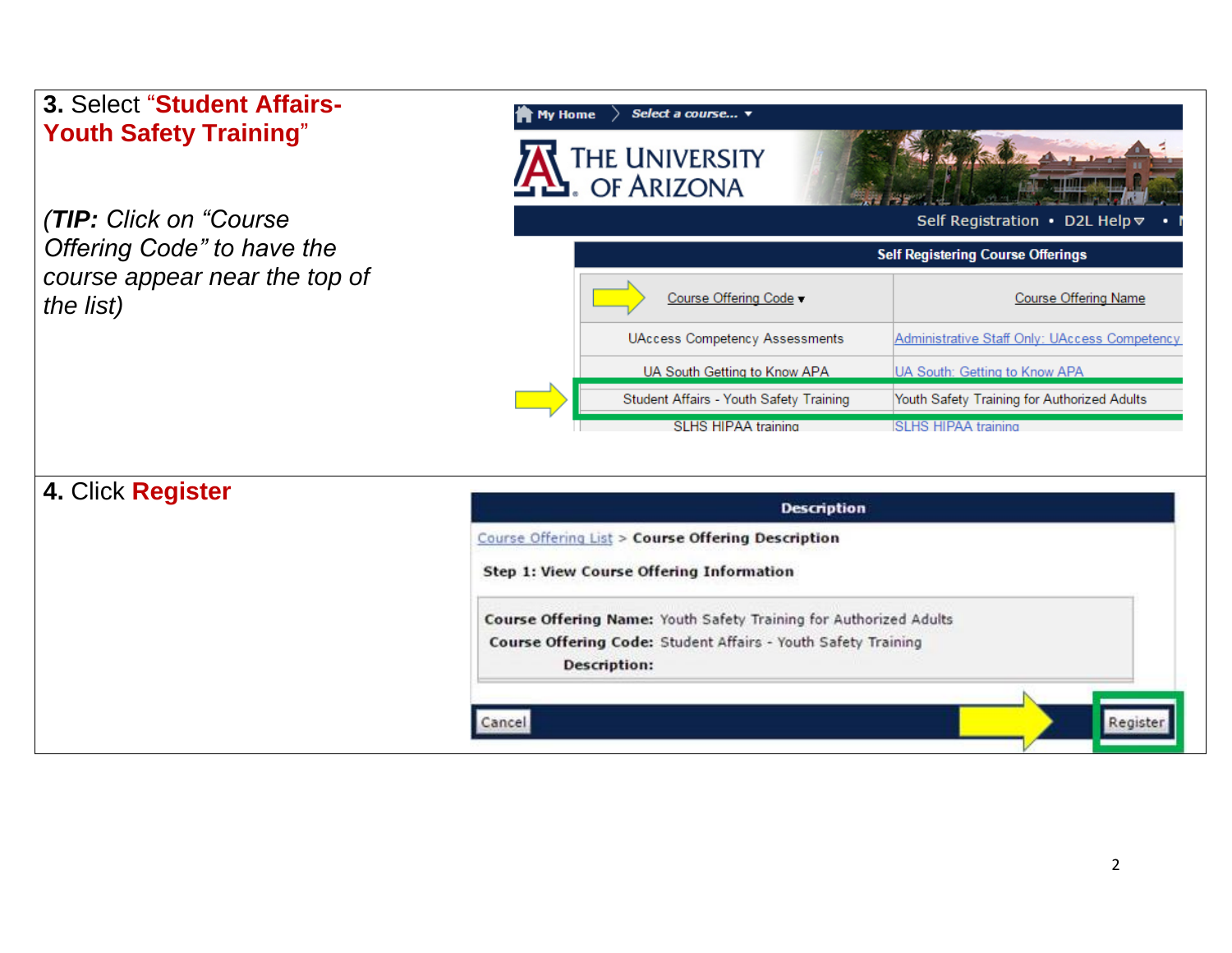**3.** Select "**Student Affairs- Youth Safety Training**"

*(**TIP:** Click on "Course Offering Code" to have the course appear near the top of the list)*

**4.** Click **Register**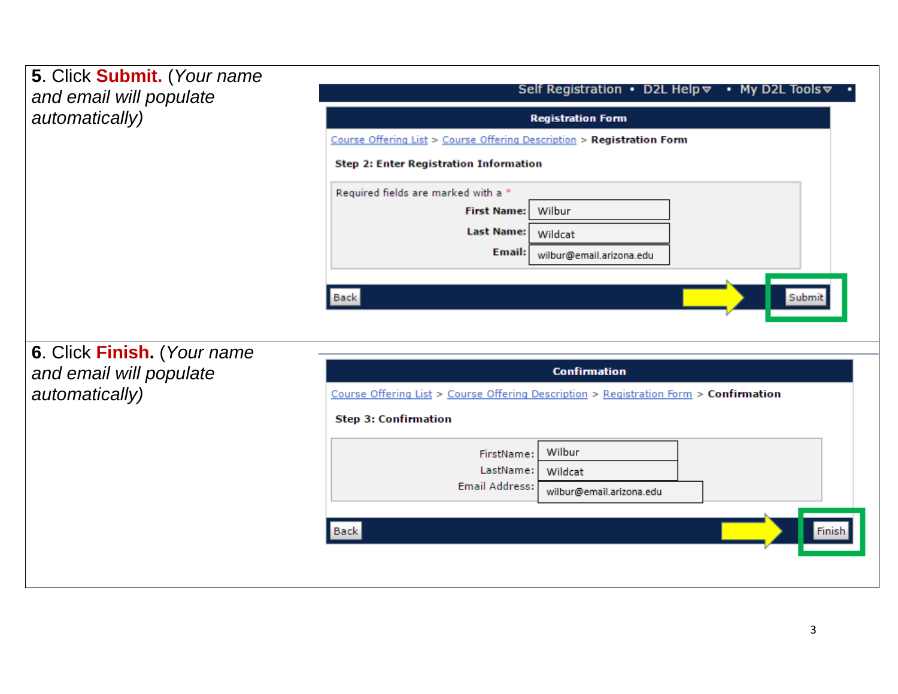**5**. Click **Submit.** (*Your name and email will populate automatically)*

Self Registration • D2L Help • My D2L Tools •

**Registration Form**

Course Offering List > Course Offering Description > **Registration Form**

**Step 2: Enter Registration Information**

Required fields are marked with a *

**First Name:** Wilbur

**Last Name:** Wildcat

**Email:** wilbur@email.arizona.edu

Back | Submit

**6**. Click **Finish**. (*Your name and email will populate automatically)*

**Confirmation**

Course Offering List > Course Offering Description > Registration Form > **Confirmation**

**Step 3: Confirmation**

FirstName: Wilbur

LastName: Wildcat

Email Address: wilbur@email.arizona.edu

Back | Finish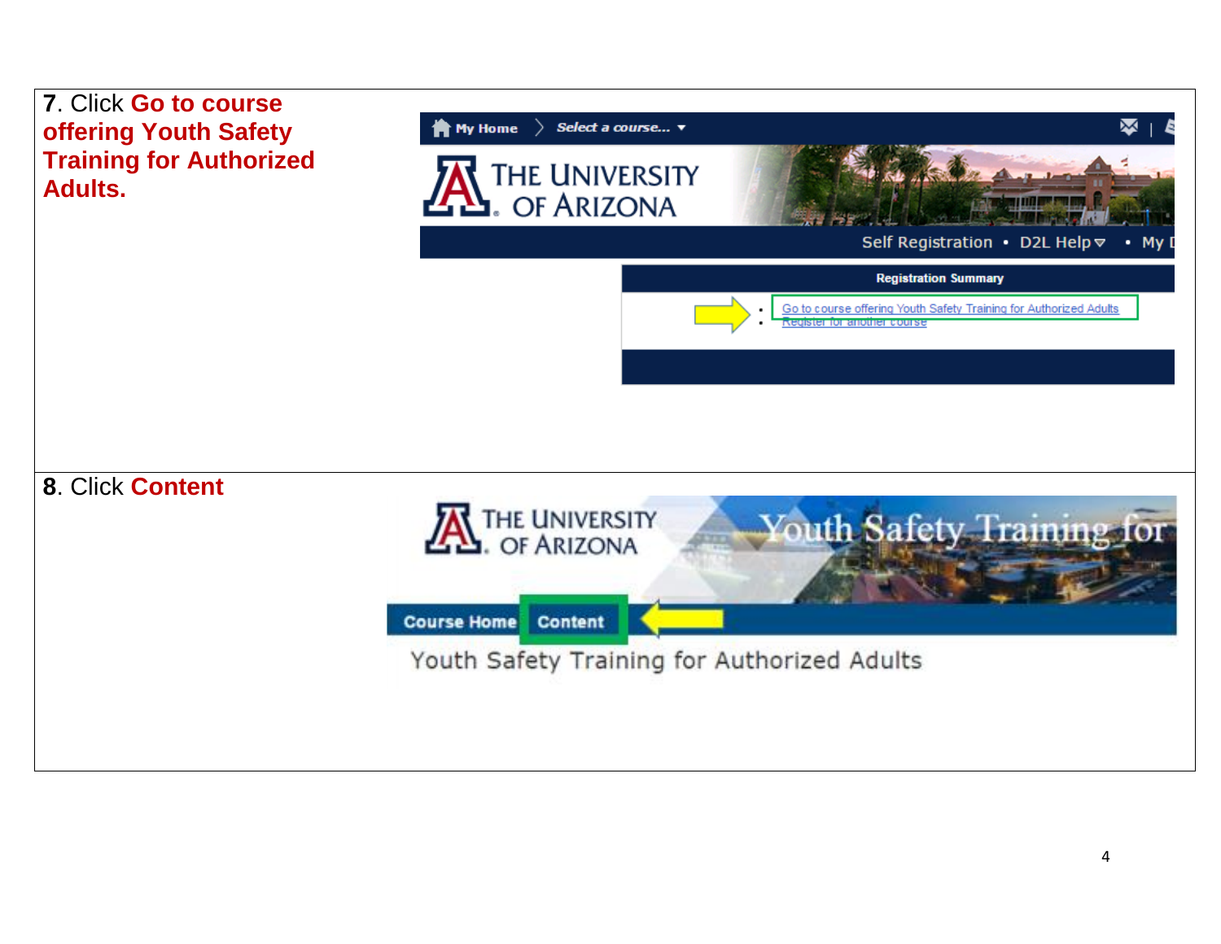**7**. Click **Go to course offering Youth Safety Training for Authorized Adults.**

**8**. Click **Content**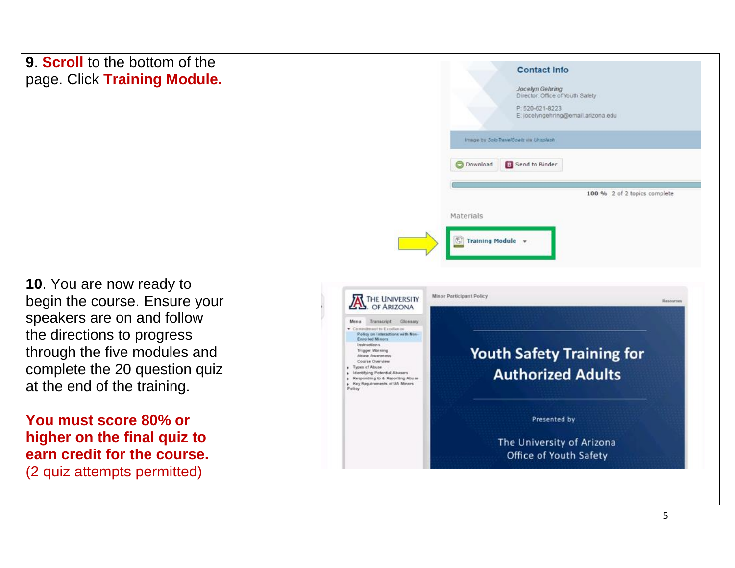**9**. **Scroll** to the bottom of the page. Click **Training Module.**

**10**. You are now ready to begin the course. Ensure your speakers are on and follow the directions to progress through the five modules and complete the 20 question quiz at the end of the training.

**You must score 80% or higher on the final quiz to earn credit for the course.** (2 quiz attempts permitted)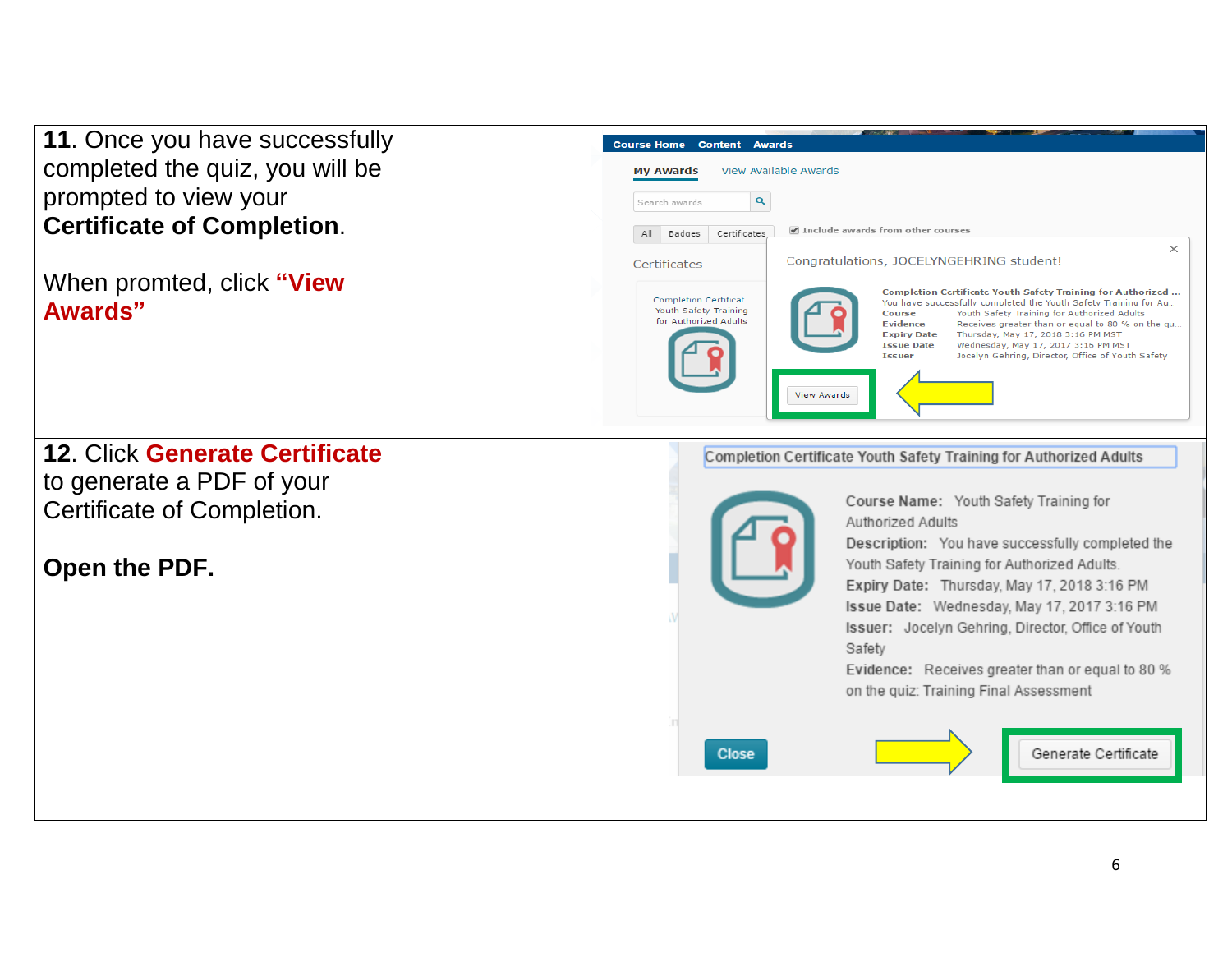**11**. Once you have successfully completed the quiz, you will be prompted to view your **Certificate of Completion**.

When promted, click **"View Awards"**

**12**. Click **Generate Certificate** to generate a PDF of your Certificate of Completion.

**Open the PDF.**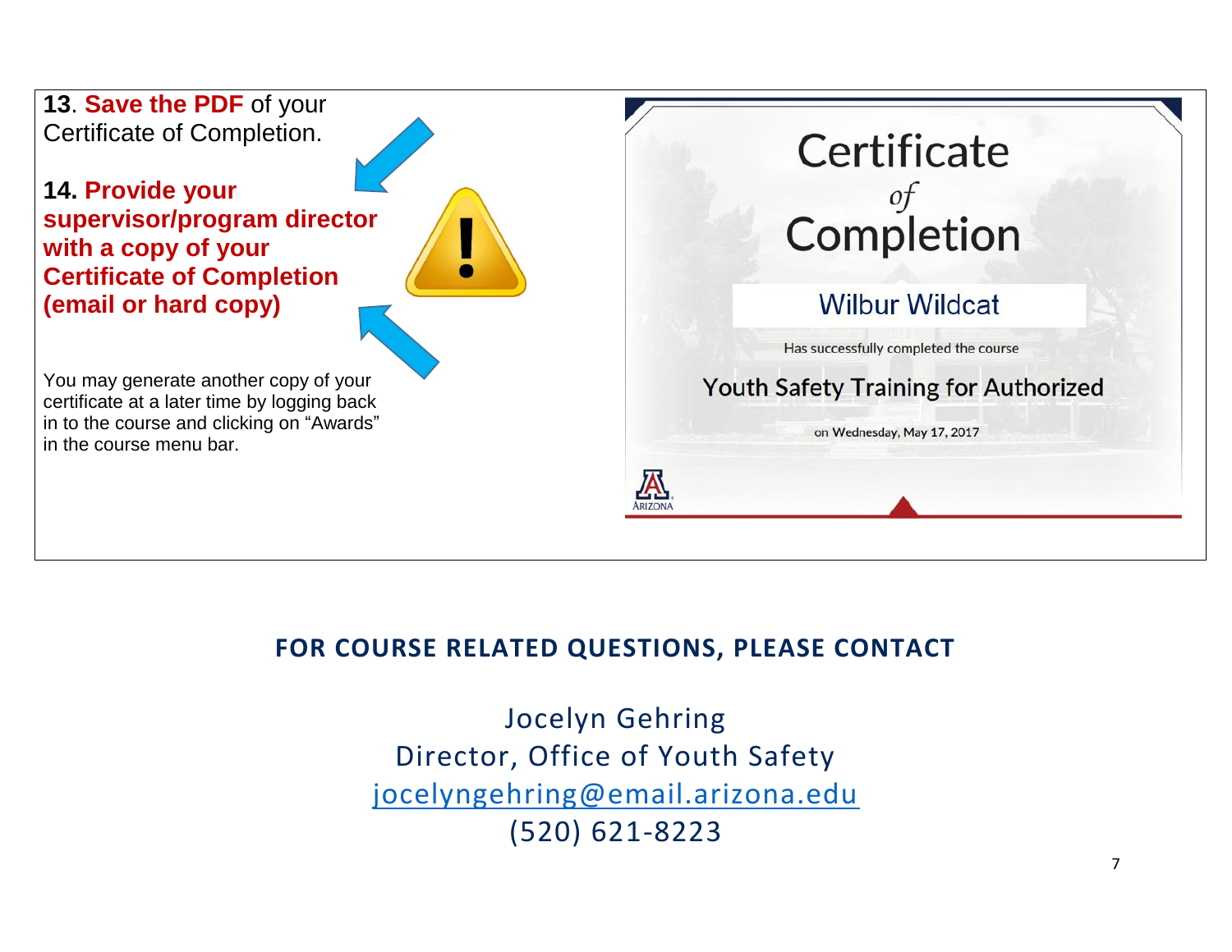**13**. **Save the PDF** of your Certificate of Completion.

**14. Provide your supervisor/program director with a copy of your Certificate of Completion (email or hard copy)**

You may generate another copy of your certificate at a later time by logging back in to the course and clicking on "Awards" in the course menu bar.

Certificate of Completion

Wilbur Wildcat

Has successfully completed the course

Youth Safety Training for Authorized

on Wednesday, May 17, 2017

ARIZONA

**FOR COURSE RELATED QUESTIONS, PLEASE CONTACT**

Jocelyn Gehring
Director, Office of Youth Safety
jocelyngehring@email.arizona.edu
(520) 621-8223